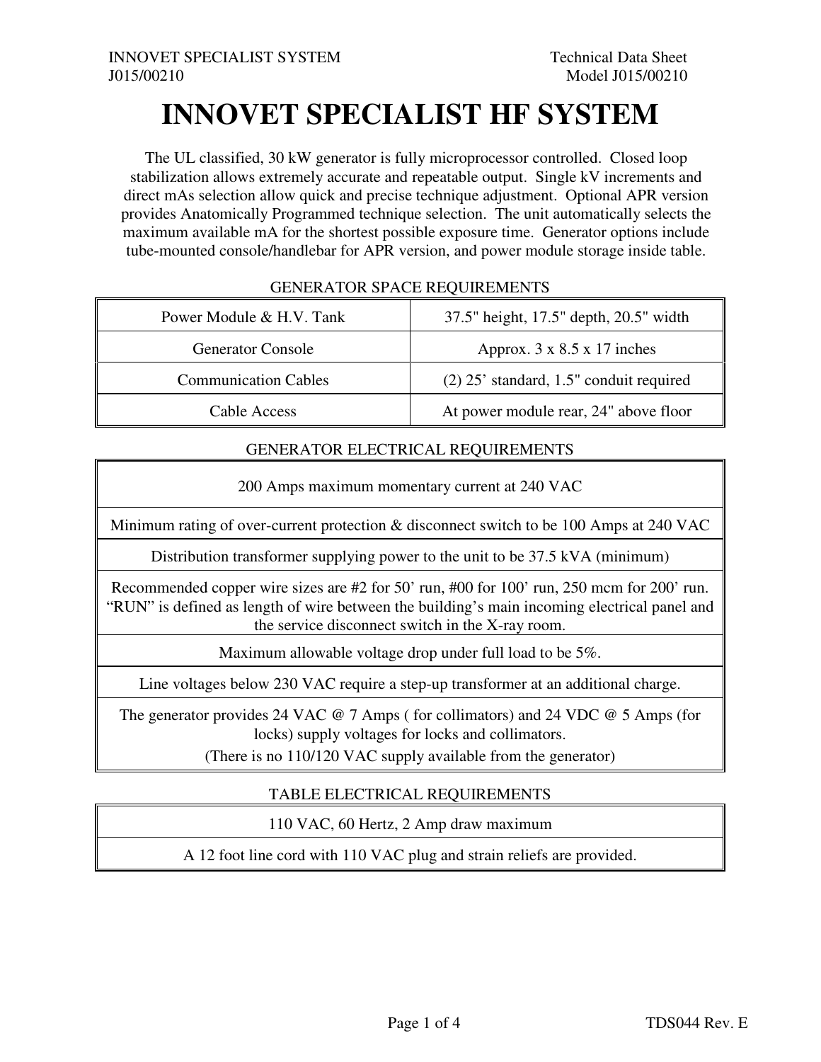# INNOVET SPECIALIST HF SYSTEM

The UL classified, 30 kW generator is fully microprocessor controlled. Closed loop stabilization allows extremely accurate and repeatable output. Single kV increments and direct mAs selection allow quick and precise technique adjustment. Optional APR version provides Anatomically Programmed technique selection. The unit automatically selects the maximum available mA for the shortest possible exposure time. Generator options include tube-mounted console/handlebar for APR version, and power module storage inside table.

GENERATOR SPACE REQUIREMENTS

| | |
|---|---|
| Power Module & H.V. Tank | 37.5" height, 17.5" depth, 20.5" width |
| Generator Console | Approx. 3 x 8.5 x 17 inches |
| Communication Cables | (2) 25' standard, 1.5" conduit required |
| Cable Access | At power module rear, 24" above floor |

GENERATOR ELECTRICAL REQUIREMENTS

| |
|---|
| 200 Amps maximum momentary current at 240 VAC |
| Minimum rating of over-current protection & disconnect switch to be 100 Amps at 240 VAC |
| Distribution transformer supplying power to the unit to be 37.5 kVA (minimum) |
| Recommended copper wire sizes are #2 for 50' run, #00 for 100' run, 250 mcm for 200' run. "RUN" is defined as length of wire between the building's main incoming electrical panel and the service disconnect switch in the X-ray room. |
| Maximum allowable voltage drop under full load to be 5%. |
| Line voltages below 230 VAC require a step-up transformer at an additional charge. |
| The generator provides 24 VAC @ 7 Amps ( for collimators) and 24 VDC @ 5 Amps (for locks) supply voltages for locks and collimators. (There is no 110/120 VAC supply available from the generator) |

TABLE ELECTRICAL REQUIREMENTS

| |
|---|
| 110 VAC, 60 Hertz, 2 Amp draw maximum |
| A 12 foot line cord with 110 VAC plug and strain reliefs are provided. |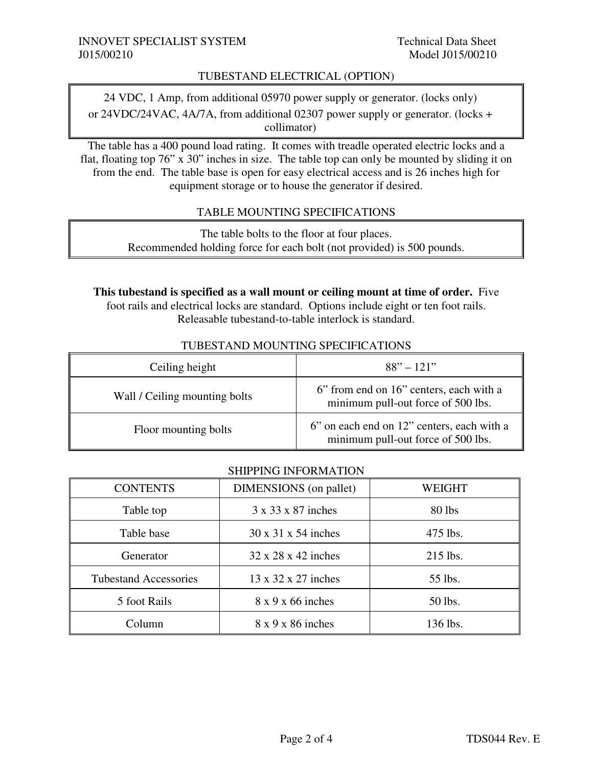## TUBESTAND ELECTRICAL (OPTION)

| |
|---|
| 24 VDC, 1 Amp, from additional 05970 power supply or generator. (locks only) or 24VDC/24VAC, 4A/7A, from additional 02307 power supply or generator. (locks + collimator) |

The table has a 400 pound load rating. It comes with treadle operated electric locks and a flat, floating top 76” x 30” inches in size. The table top can only be mounted by sliding it on from the end. The table base is open for easy electrical access and is 26 inches high for equipment storage or to house the generator if desired.

## TABLE MOUNTING SPECIFICATIONS

| |
|---|
| The table bolts to the floor at four places. Recommended holding force for each bolt (not provided) is 500 pounds. |

**This tubestand is specified as a wall mount or ceiling mount at time of order.** Five foot rails and electrical locks are standard. Options include eight or ten foot rails. Releasable tubestand-to-table interlock is standard.

## TUBESTAND MOUNTING SPECIFICATIONS

| | |
|---|---|
| Ceiling height | 88” – 121” |
| Wall / Ceiling mounting bolts | 6” from end on 16” centers, each with a minimum pull-out force of 500 lbs. |
| Floor mounting bolts | 6” on each end on 12” centers, each with a minimum pull-out force of 500 lbs. |

## SHIPPING INFORMATION

| CONTENTS | DIMENSIONS (on pallet) | WEIGHT |
|---|---|---|
| Table top | 3 x 33 x 87 inches | 80 lbs |
| Table base | 30 x 31 x 54 inches | 475 lbs. |
| Generator | 32 x 28 x 42 inches | 215 lbs. |
| Tubestand Accessories | 13 x 32 x 27 inches | 55 lbs. |
| 5 foot Rails | 8 x 9 x 66 inches | 50 lbs. |
| Column | 8 x 9 x 86 inches | 136 lbs. |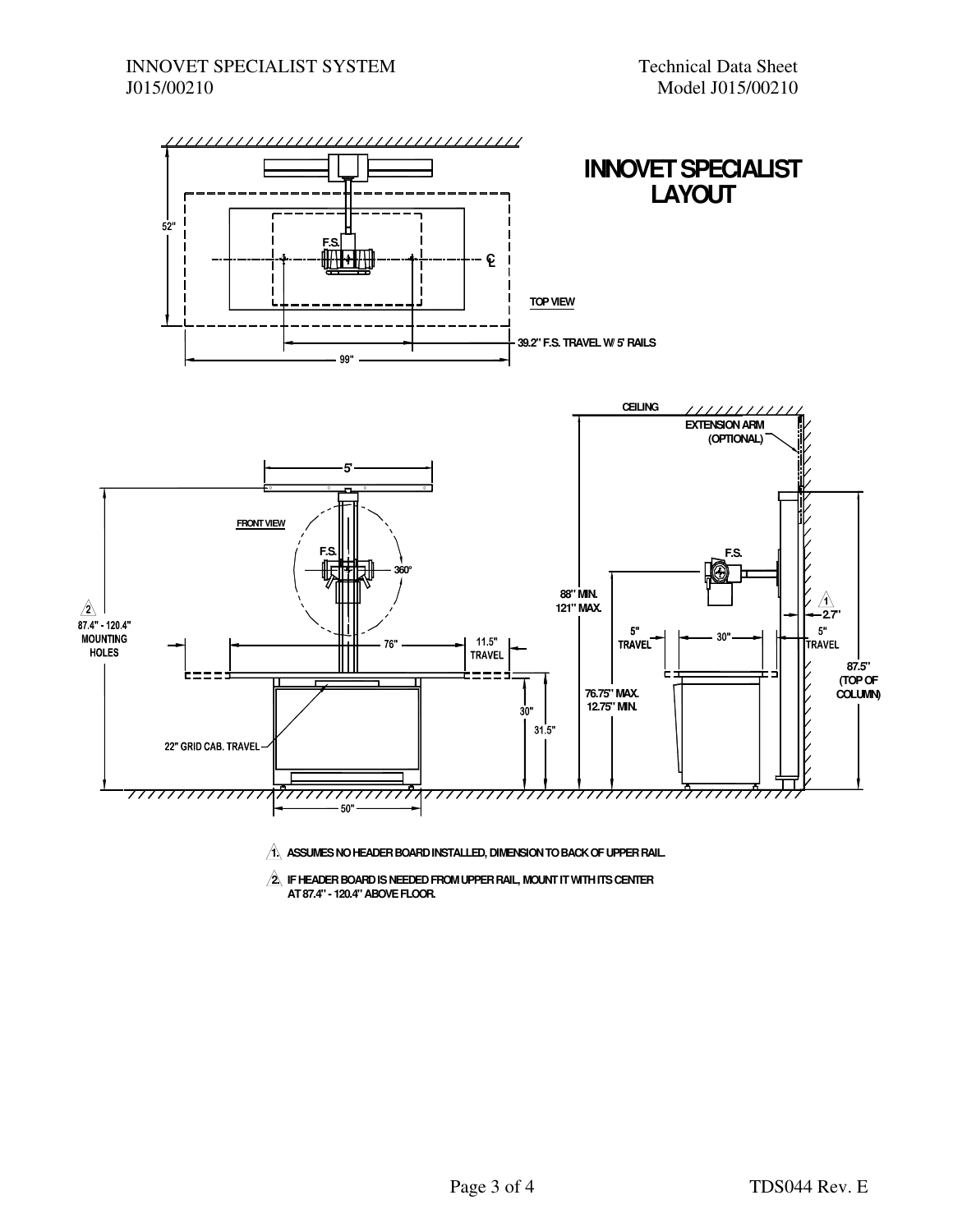# INNOVET SPECIALIST LAYOUT

TOP VIEW

52"

F.S.

℄

39.2" F.S. TRAVEL W/ 5' RAILS

99"

FRONT VIEW

5'

F.S.

360°

87.4" - 120.4" MOUNTING HOLES

76"

11.5" TRAVEL

22" GRID CAB. TRAVEL

30"

31.5"

50"

CEILING

EXTENSION ARM (OPTIONAL)

F.S.

88" MIN.
121" MAX.

5" TRAVEL

30"

5" TRAVEL

2.7"

76.75" MAX.
12.75" MIN.

87.5" (TOP OF COLUMN)

1. ASSUMES NO HEADER BOARD INSTALLED, DIMENSION TO BACK OF UPPER RAIL.

2. IF HEADER BOARD IS NEEDED FROM UPPER RAIL, MOUNT IT WITH ITS CENTER AT 87.4" - 120.4" ABOVE FLOOR.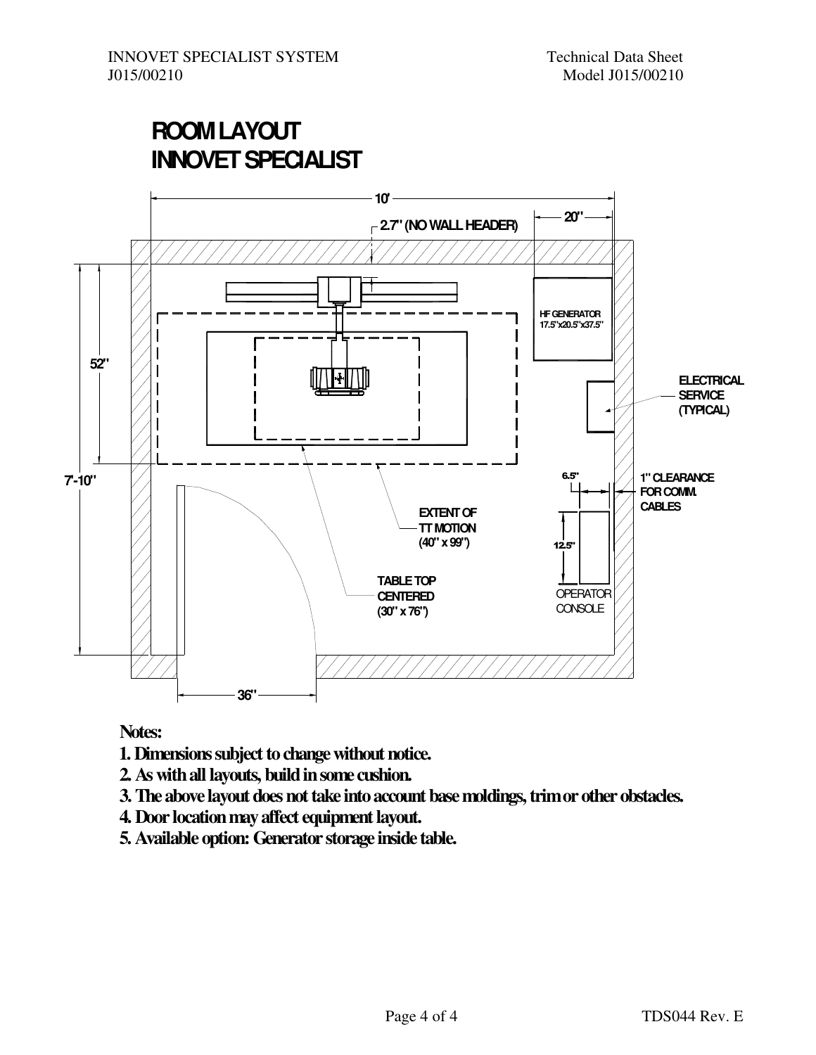# ROOM LAYOUT
# INNOVET SPECIALIST

10'

2.7" (NO WALL HEADER)

20"

HF GENERATOR
17.5"x20.5"x37.5"

ELECTRICAL
SERVICE
(TYPICAL)

52"

7'-10"

6.5"

1" CLEARANCE
FOR COMM.
CABLES

EXTENT OF
TT MOTION
(40" x 99")

12.5"

TABLE TOP
CENTERED
(30" x 76")

OPERATOR
CONSOLE

36"

**Notes:**

1. **Dimensions subject to change without notice.**
2. **As with all layouts, build in some cushion.**
3. **The above layout does not take into account base moldings, trim or other obstacles.**
4. **Door location may affect equipment layout.**
5. **Available option: Generator storage inside table.**